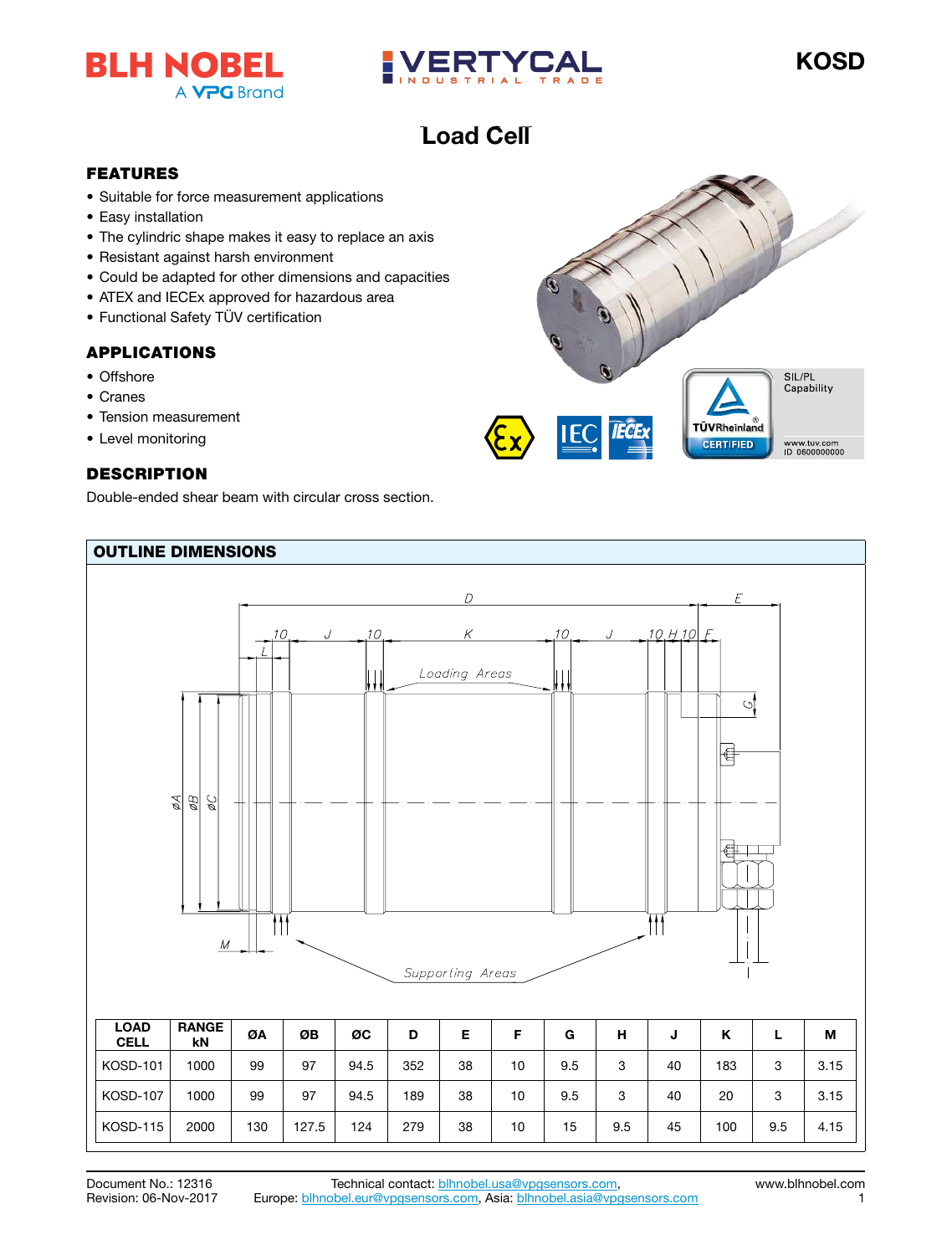# KOSD

## Load Cell

### FEATURES

- Suitable for force measurement applications
- Easy installation
- The cylindric shape makes it easy to replace an axis
- Resistant against harsh environment
- Could be adapted for other dimensions and capacities
- ATEX and IECEx approved for hazardous area
- Functional Safety TÜV certification

### APPLICATIONS

- Offshore
- Cranes
- Tension measurement
- Level monitoring

### DESCRIPTION

Double-ended shear beam with circular cross section.

### OUTLINE DIMENSIONS

| LOAD CELL | RANGE kN | ØA | ØB | ØC | D | E | F | G | H | J | K | L | M |
|---|---|---|---|---|---|---|---|---|---|---|---|---|---|
| KOSD-101 | 1000 | 99 | 97 | 94.5 | 352 | 38 | 10 | 9.5 | 3 | 40 | 183 | 3 | 3.15 |
| KOSD-107 | 1000 | 99 | 97 | 94.5 | 189 | 38 | 10 | 9.5 | 3 | 40 | 20 | 3 | 3.15 |
| KOSD-115 | 2000 | 130 | 127.5 | 124 | 279 | 38 | 10 | 15 | 9.5 | 45 | 100 | 9.5 | 4.15 |

Document No.: 12316
Revision: 06-Nov-2017

Technical contact: blhnobel.usa@vpgsensors.com,
Europe: blhnobel.eur@vpgsensors.com, Asia: blhnobel.asia@vpgsensors.com

www.blhnobel.com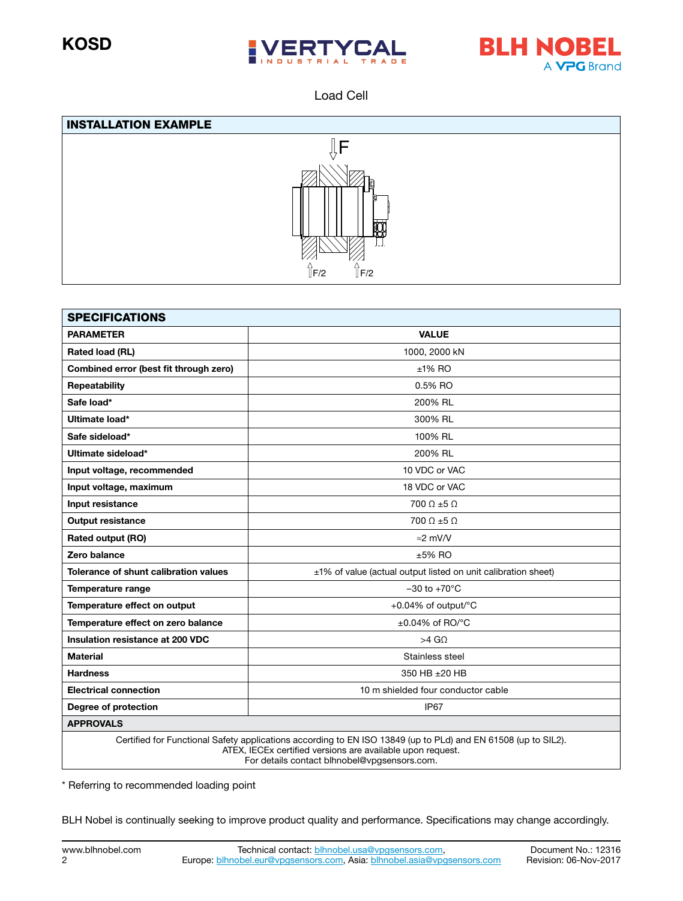KOSD

Load Cell

## INSTALLATION EXAMPLE

F

F/2

F/2

## SPECIFICATIONS

| PARAMETER | VALUE |
|---|---|
| **Rated load (RL)** | 1000, 2000 kN |
| **Combined error (best fit through zero)** | ±1% RO |
| **Repeatability** | 0.5% RO |
| **Safe load*** | 200% RL |
| **Ultimate load*** | 300% RL |
| **Safe sideload*** | 100% RL |
| **Ultimate sideload*** | 200% RL |
| **Input voltage, recommended** | 10 VDC or VAC |
| **Input voltage, maximum** | 18 VDC or VAC |
| **Input resistance** | 700 Ω ±5 Ω |
| **Output resistance** | 700 Ω ±5 Ω |
| **Rated output (RO)** | ≈2 mV/V |
| **Zero balance** | ±5% RO |
| **Tolerance of shunt calibration values** | ±1% of value (actual output listed on unit calibration sheet) |
| **Temperature range** | −30 to +70°C |
| **Temperature effect on output** | +0.04% of output/°C |
| **Temperature effect on zero balance** | ±0.04% of RO/°C |
| **Insulation resistance at 200 VDC** | >4 GΩ |
| **Material** | Stainless steel |
| **Hardness** | 350 HB ±20 HB |
| **Electrical connection** | 10 m shielded four conductor cable |
| **Degree of protection** | IP67 |

**APPROVALS**

Certified for Functional Safety applications according to EN ISO 13849 (up to PLd) and EN 61508 (up to SIL2).
ATEX, IECEx certified versions are available upon request.
For details contact blhnobel@vpgsensors.com.

* Referring to recommended loading point

BLH Nobel is continually seeking to improve product quality and performance. Specifications may change accordingly.

www.blhnobel.com

Technical contact: blhnobel.usa@vpgsensors.com,
Europe: blhnobel.eur@vpgsensors.com, Asia: blhnobel.asia@vpgsensors.com

Document No.: 12316
Revision: 06-Nov-2017